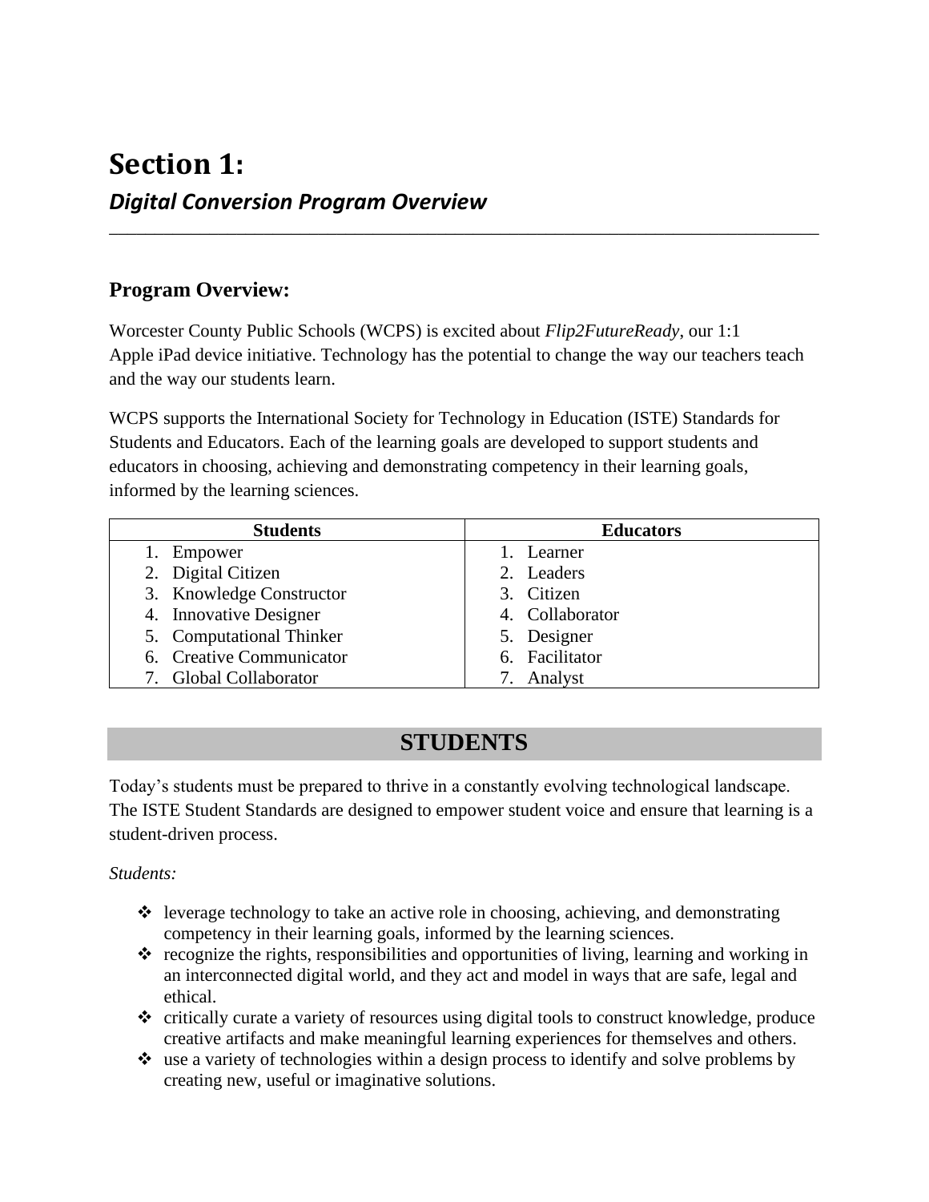# Section 1:

## *Digital Conversion Program Overview*

---

### Program Overview:

Worcester County Public Schools (WCPS) is excited about *Flip2FutureReady*, our 1:1 Apple iPad device initiative. Technology has the potential to change the way our teachers teach and the way our students learn.

WCPS supports the International Society for Technology in Education (ISTE) Standards for Students and Educators. Each of the learning goals are developed to support students and educators in choosing, achieving and demonstrating competency in their learning goals, informed by the learning sciences.

| Students | Educators |
|---|---|
| 1. Empower | 1. Learner |
| 2. Digital Citizen | 2. Leaders |
| 3. Knowledge Constructor | 3. Citizen |
| 4. Innovative Designer | 4. Collaborator |
| 5. Computational Thinker | 5. Designer |
| 6. Creative Communicator | 6. Facilitator |
| 7. Global Collaborator | 7. Analyst |

## STUDENTS

Today's students must be prepared to thrive in a constantly evolving technological landscape. The ISTE Student Standards are designed to empower student voice and ensure that learning is a student-driven process.

*Students:*

- leverage technology to take an active role in choosing, achieving, and demonstrating competency in their learning goals, informed by the learning sciences.
- recognize the rights, responsibilities and opportunities of living, learning and working in an interconnected digital world, and they act and model in ways that are safe, legal and ethical.
- critically curate a variety of resources using digital tools to construct knowledge, produce creative artifacts and make meaningful learning experiences for themselves and others.
- use a variety of technologies within a design process to identify and solve problems by creating new, useful or imaginative solutions.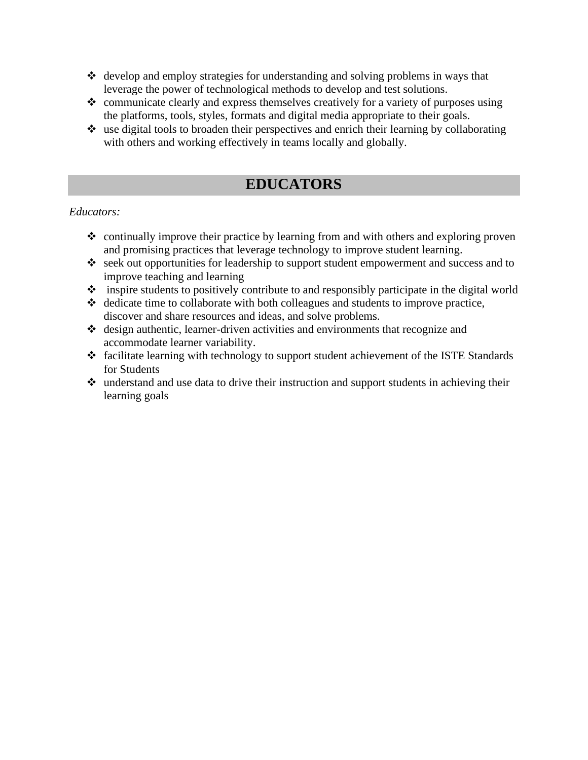- develop and employ strategies for understanding and solving problems in ways that leverage the power of technological methods to develop and test solutions.
- communicate clearly and express themselves creatively for a variety of purposes using the platforms, tools, styles, formats and digital media appropriate to their goals.
- use digital tools to broaden their perspectives and enrich their learning by collaborating with others and working effectively in teams locally and globally.

## EDUCATORS

*Educators:*

- continually improve their practice by learning from and with others and exploring proven and promising practices that leverage technology to improve student learning.
- seek out opportunities for leadership to support student empowerment and success and to improve teaching and learning
- inspire students to positively contribute to and responsibly participate in the digital world
- dedicate time to collaborate with both colleagues and students to improve practice, discover and share resources and ideas, and solve problems.
- design authentic, learner-driven activities and environments that recognize and accommodate learner variability.
- facilitate learning with technology to support student achievement of the ISTE Standards for Students
- understand and use data to drive their instruction and support students in achieving their learning goals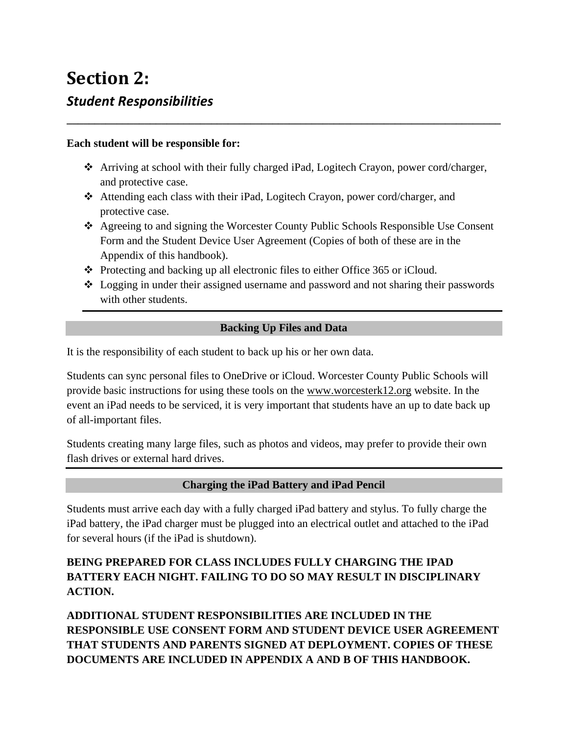# Section 2:

## *Student Responsibilities*

---

**Each student will be responsible for:**

- Arriving at school with their fully charged iPad, Logitech Crayon, power cord/charger, and protective case.
- Attending each class with their iPad, Logitech Crayon, power cord/charger, and protective case.
- Agreeing to and signing the Worcester County Public Schools Responsible Use Consent Form and the Student Device User Agreement (Copies of both of these are in the Appendix of this handbook).
- Protecting and backing up all electronic files to either Office 365 or iCloud.
- Logging in under their assigned username and password and not sharing their passwords with other students.

---

### Backing Up Files and Data

It is the responsibility of each student to back up his or her own data.

Students can sync personal files to OneDrive or iCloud. Worcester County Public Schools will provide basic instructions for using these tools on the www.worcesterk12.org website. In the event an iPad needs to be serviced, it is very important that students have an up to date back up of all-important files.

Students creating many large files, such as photos and videos, may prefer to provide their own flash drives or external hard drives.

---

### Charging the iPad Battery and iPad Pencil

Students must arrive each day with a fully charged iPad battery and stylus. To fully charge the iPad battery, the iPad charger must be plugged into an electrical outlet and attached to the iPad for several hours (if the iPad is shutdown).

**BEING PREPARED FOR CLASS INCLUDES FULLY CHARGING THE IPAD BATTERY EACH NIGHT. FAILING TO DO SO MAY RESULT IN DISCIPLINARY ACTION.**

**ADDITIONAL STUDENT RESPONSIBILITIES ARE INCLUDED IN THE RESPONSIBLE USE CONSENT FORM AND STUDENT DEVICE USER AGREEMENT THAT STUDENTS AND PARENTS SIGNED AT DEPLOYMENT. COPIES OF THESE DOCUMENTS ARE INCLUDED IN APPENDIX A AND B OF THIS HANDBOOK.**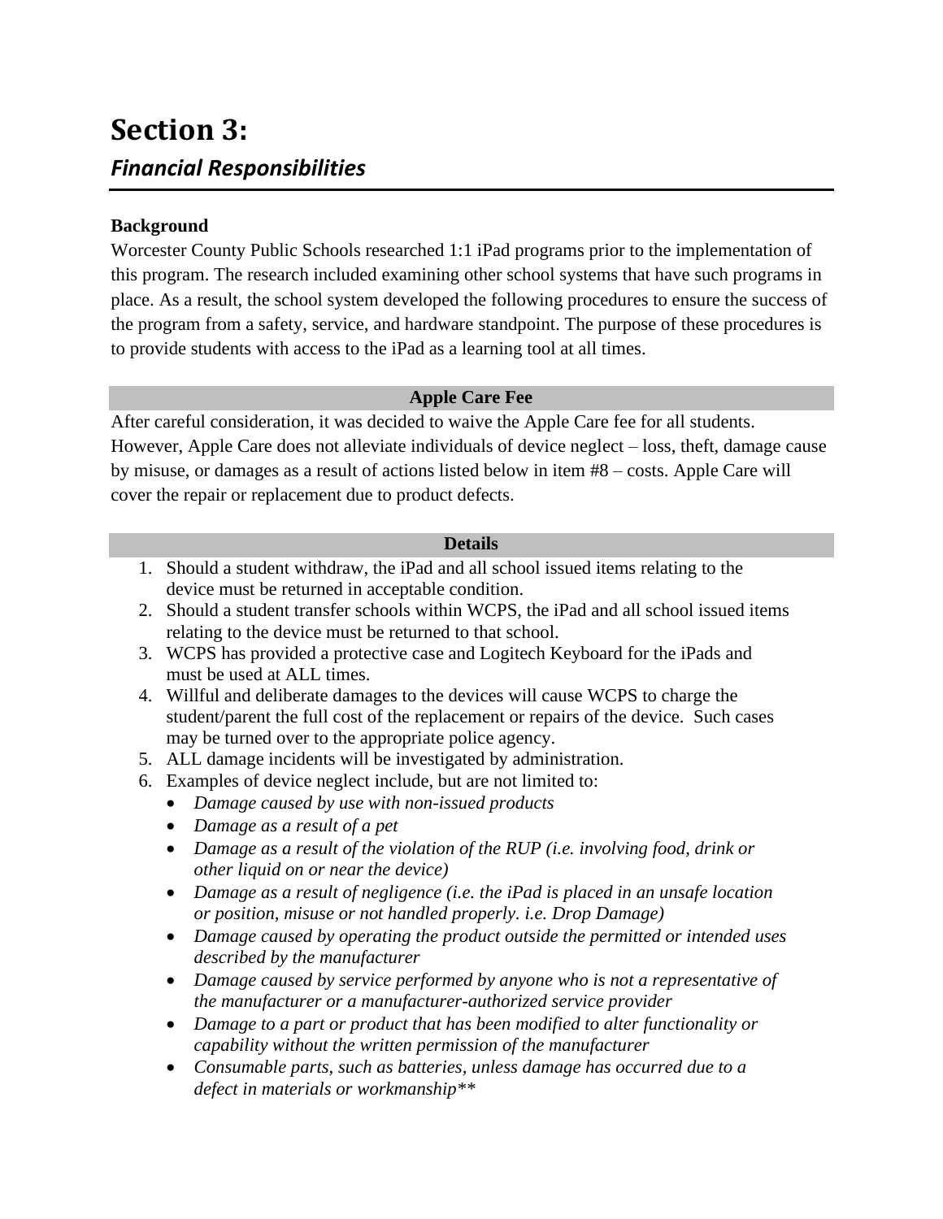# Section 3:

## *Financial Responsibilities*

**Background**

Worcester County Public Schools researched 1:1 iPad programs prior to the implementation of this program. The research included examining other school systems that have such programs in place. As a result, the school system developed the following procedures to ensure the success of the program from a safety, service, and hardware standpoint. The purpose of these procedures is to provide students with access to the iPad as a learning tool at all times.

**Apple Care Fee**

After careful consideration, it was decided to waive the Apple Care fee for all students. However, Apple Care does not alleviate individuals of device neglect – loss, theft, damage cause by misuse, or damages as a result of actions listed below in item #8 – costs. Apple Care will cover the repair or replacement due to product defects.

**Details**

1. Should a student withdraw, the iPad and all school issued items relating to the device must be returned in acceptable condition.
2. Should a student transfer schools within WCPS, the iPad and all school issued items relating to the device must be returned to that school.
3. WCPS has provided a protective case and Logitech Keyboard for the iPads and must be used at ALL times.
4. Willful and deliberate damages to the devices will cause WCPS to charge the student/parent the full cost of the replacement or repairs of the device. Such cases may be turned over to the appropriate police agency.
5. ALL damage incidents will be investigated by administration.
6. Examples of device neglect include, but are not limited to:
   - *Damage caused by use with non-issued products*
   - *Damage as a result of a pet*
   - *Damage as a result of the violation of the RUP (i.e. involving food, drink or other liquid on or near the device)*
   - *Damage as a result of negligence (i.e. the iPad is placed in an unsafe location or position, misuse or not handled properly. i.e. Drop Damage)*
   - *Damage caused by operating the product outside the permitted or intended uses described by the manufacturer*
   - *Damage caused by service performed by anyone who is not a representative of the manufacturer or a manufacturer-authorized service provider*
   - *Damage to a part or product that has been modified to alter functionality or capability without the written permission of the manufacturer*
   - *Consumable parts, such as batteries, unless damage has occurred due to a defect in materials or workmanship***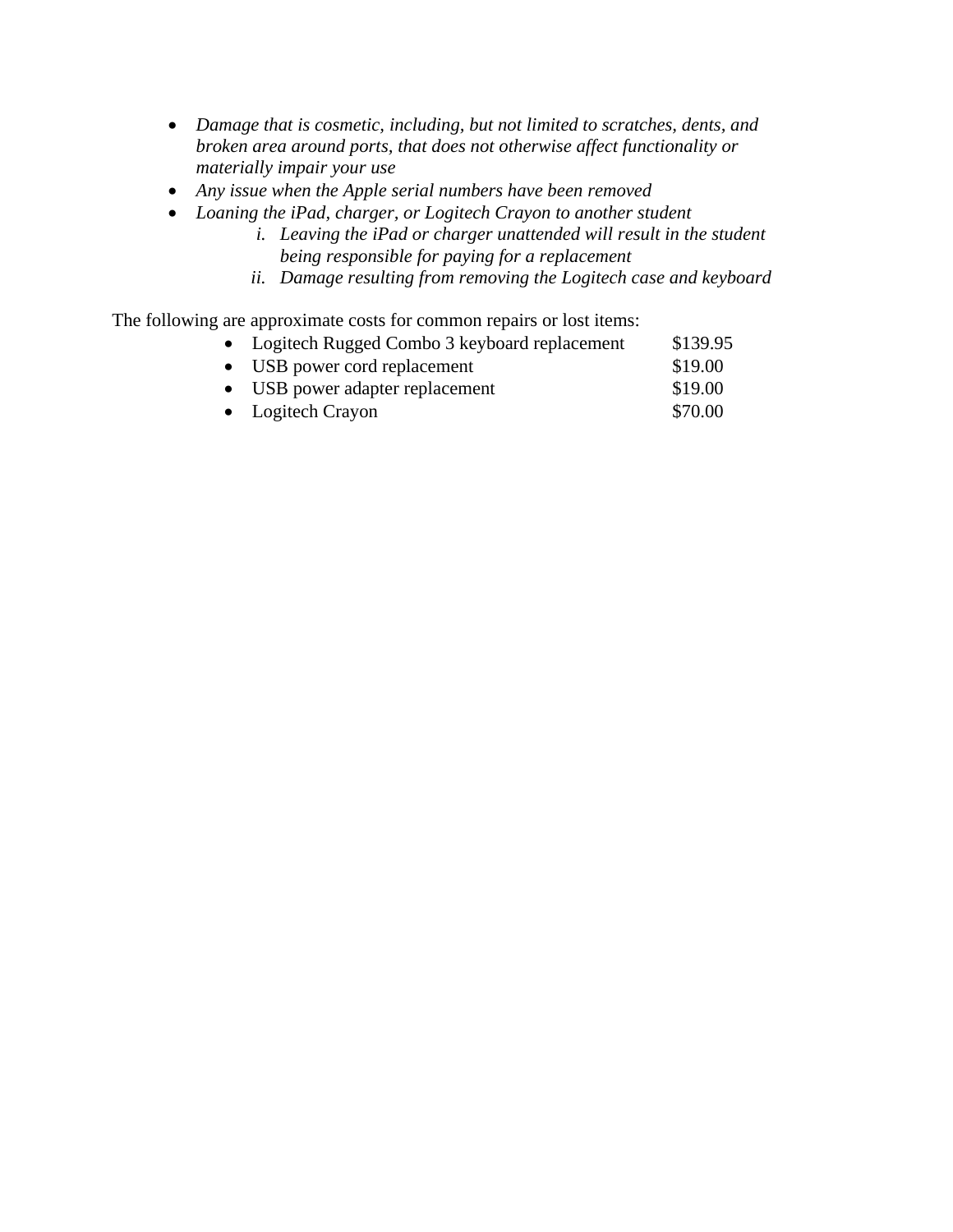- *Damage that is cosmetic, including, but not limited to scratches, dents, and broken area around ports, that does not otherwise affect functionality or materially impair your use*
- *Any issue when the Apple serial numbers have been removed*
- *Loaning the iPad, charger, or Logitech Crayon to another student*
    1. *Leaving the iPad or charger unattended will result in the student being responsible for paying for a replacement*
    2. *Damage resulting from removing the Logitech case and keyboard*

The following are approximate costs for common repairs or lost items:

| Item | Cost |
| --- | --- |
| Logitech Rugged Combo 3 keyboard replacement | $139.95 |
| USB power cord replacement | $19.00 |
| USB power adapter replacement | $19.00 |
| Logitech Crayon | $70.00 |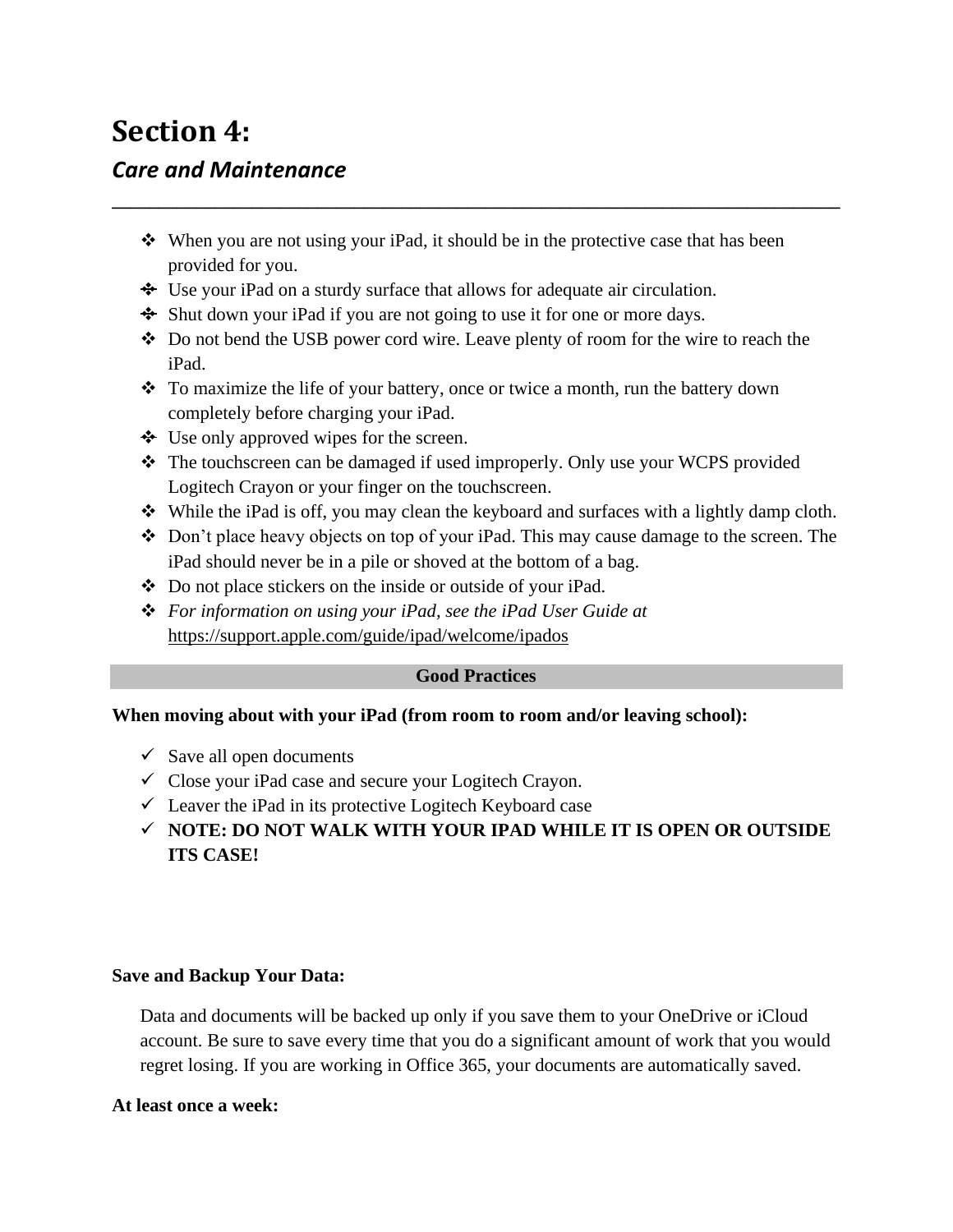# Section 4:
## *Care and Maintenance*

---

- When you are not using your iPad, it should be in the protective case that has been provided for you.
- Use your iPad on a sturdy surface that allows for adequate air circulation.
- Shut down your iPad if you are not going to use it for one or more days.
- Do not bend the USB power cord wire. Leave plenty of room for the wire to reach the iPad.
- To maximize the life of your battery, once or twice a month, run the battery down completely before charging your iPad.
- Use only approved wipes for the screen.
- The touchscreen can be damaged if used improperly. Only use your WCPS provided Logitech Crayon or your finger on the touchscreen.
- While the iPad is off, you may clean the keyboard and surfaces with a lightly damp cloth.
- Don't place heavy objects on top of your iPad. This may cause damage to the screen. The iPad should never be in a pile or shoved at the bottom of a bag.
- Do not place stickers on the inside or outside of your iPad.
- *For information on using your iPad, see the iPad User Guide at* https://support.apple.com/guide/ipad/welcome/ipados

**Good Practices**

**When moving about with your iPad (from room to room and/or leaving school):**

- ✓ Save all open documents
- ✓ Close your iPad case and secure your Logitech Crayon.
- ✓ Leaver the iPad in its protective Logitech Keyboard case
- ✓ **NOTE: DO NOT WALK WITH YOUR IPAD WHILE IT IS OPEN OR OUTSIDE ITS CASE!**

**Save and Backup Your Data:**

Data and documents will be backed up only if you save them to your OneDrive or iCloud account. Be sure to save every time that you do a significant amount of work that you would regret losing. If you are working in Office 365, your documents are automatically saved.

**At least once a week:**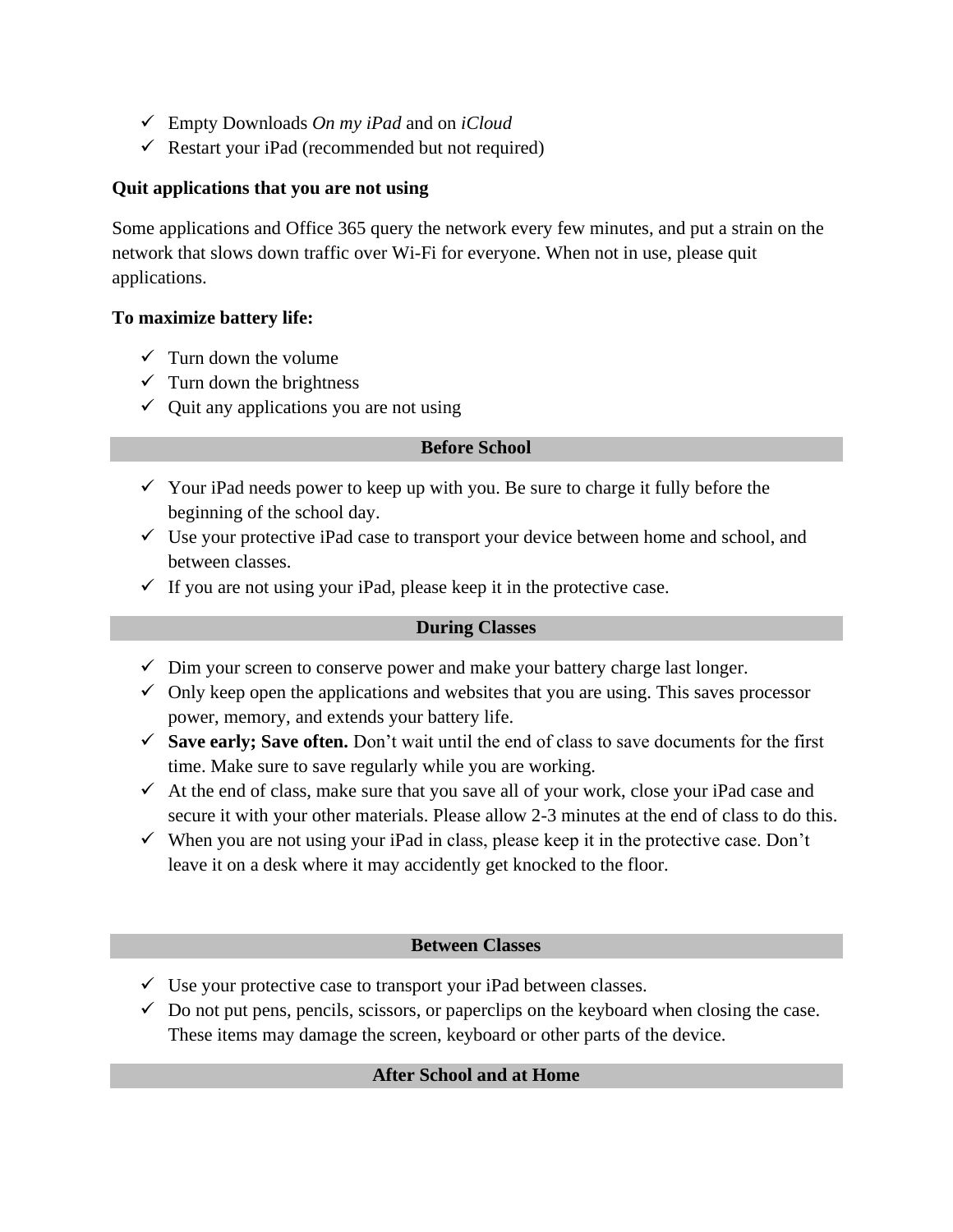- ✓ Empty Downloads *On my iPad* and on *iCloud*
- ✓ Restart your iPad (recommended but not required)

**Quit applications that you are not using**

Some applications and Office 365 query the network every few minutes, and put a strain on the network that slows down traffic over Wi-Fi for everyone. When not in use, please quit applications.

**To maximize battery life:**

- ✓ Turn down the volume
- ✓ Turn down the brightness
- ✓ Quit any applications you are not using

## Before School

- ✓ Your iPad needs power to keep up with you. Be sure to charge it fully before the beginning of the school day.
- ✓ Use your protective iPad case to transport your device between home and school, and between classes.
- ✓ If you are not using your iPad, please keep it in the protective case.

## During Classes

- ✓ Dim your screen to conserve power and make your battery charge last longer.
- ✓ Only keep open the applications and websites that you are using. This saves processor power, memory, and extends your battery life.
- ✓ **Save early; Save often.** Don't wait until the end of class to save documents for the first time. Make sure to save regularly while you are working.
- ✓ At the end of class, make sure that you save all of your work, close your iPad case and secure it with your other materials. Please allow 2-3 minutes at the end of class to do this.
- ✓ When you are not using your iPad in class, please keep it in the protective case. Don't leave it on a desk where it may accidently get knocked to the floor.

## Between Classes

- ✓ Use your protective case to transport your iPad between classes.
- ✓ Do not put pens, pencils, scissors, or paperclips on the keyboard when closing the case. These items may damage the screen, keyboard or other parts of the device.

## After School and at Home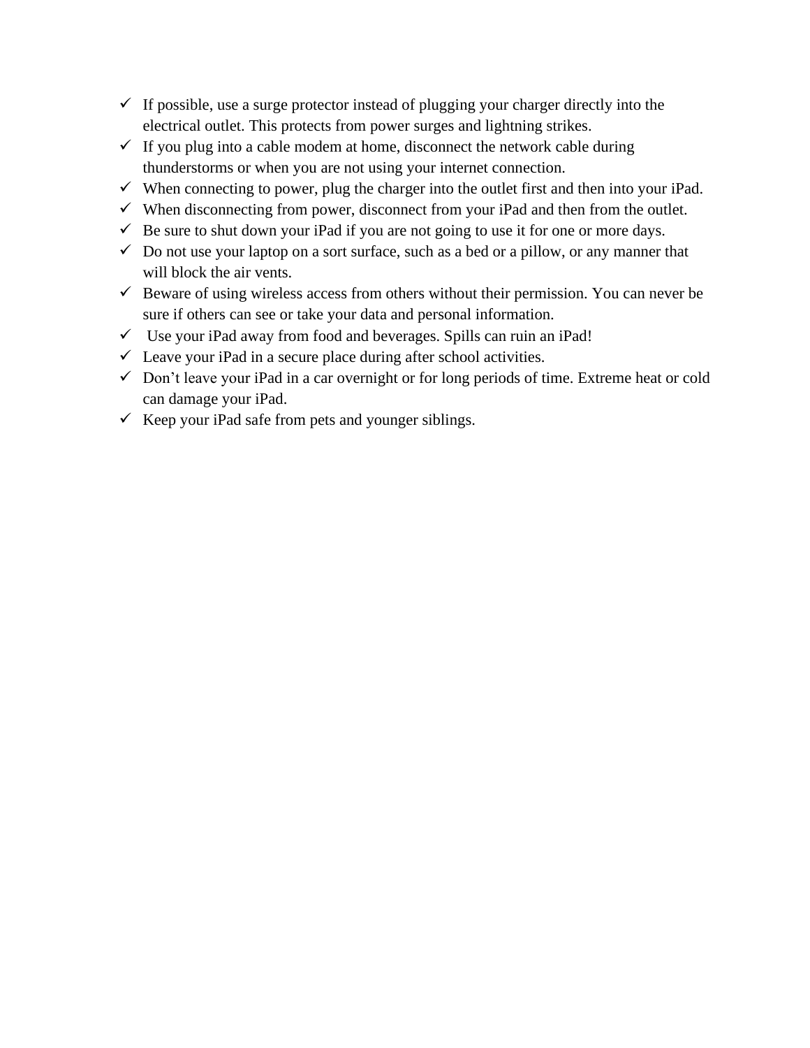- ✓ If possible, use a surge protector instead of plugging your charger directly into the electrical outlet. This protects from power surges and lightning strikes.
- ✓ If you plug into a cable modem at home, disconnect the network cable during thunderstorms or when you are not using your internet connection.
- ✓ When connecting to power, plug the charger into the outlet first and then into your iPad.
- ✓ When disconnecting from power, disconnect from your iPad and then from the outlet.
- ✓ Be sure to shut down your iPad if you are not going to use it for one or more days.
- ✓ Do not use your laptop on a sort surface, such as a bed or a pillow, or any manner that will block the air vents.
- ✓ Beware of using wireless access from others without their permission. You can never be sure if others can see or take your data and personal information.
- ✓ Use your iPad away from food and beverages. Spills can ruin an iPad!
- ✓ Leave your iPad in a secure place during after school activities.
- ✓ Don't leave your iPad in a car overnight or for long periods of time. Extreme heat or cold can damage your iPad.
- ✓ Keep your iPad safe from pets and younger siblings.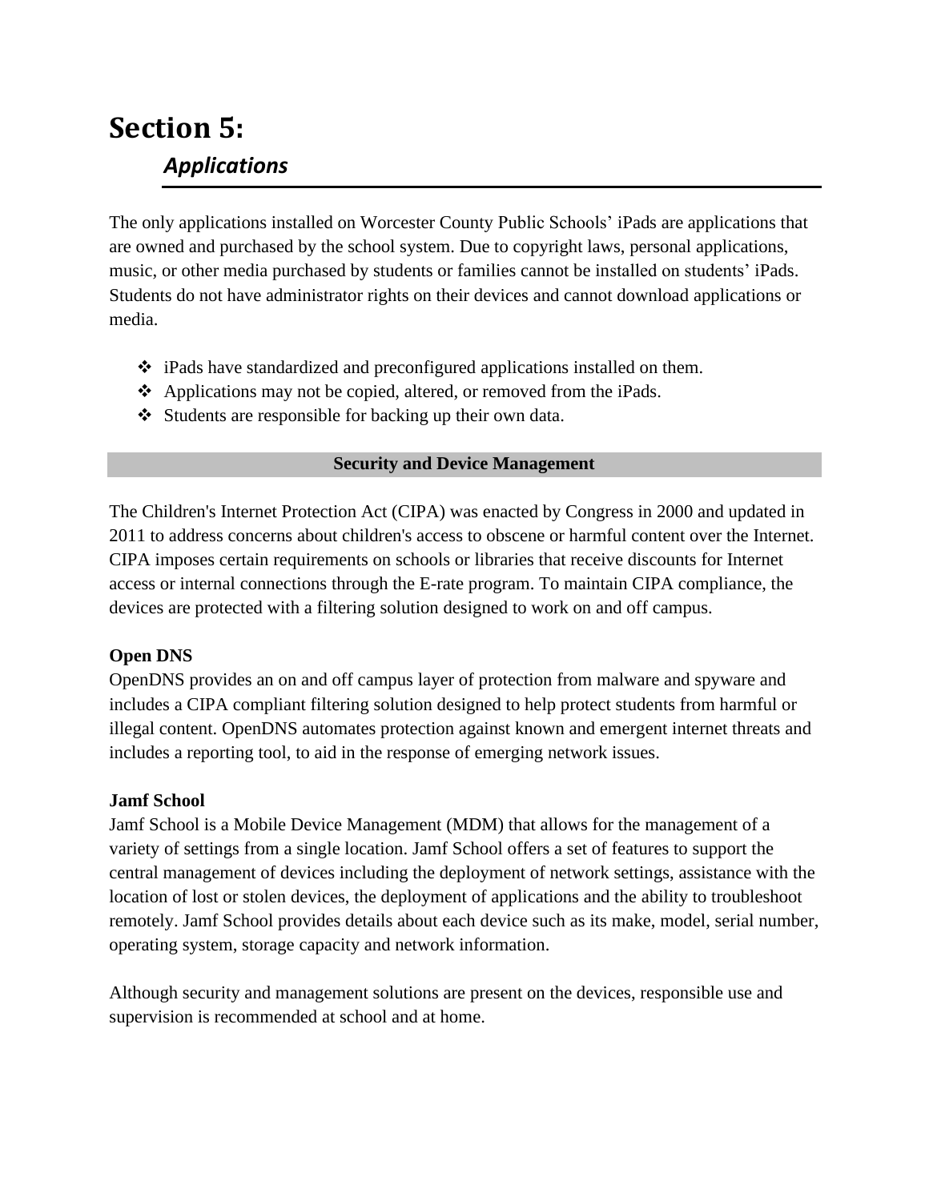# Section 5:

## *Applications*

The only applications installed on Worcester County Public Schools' iPads are applications that are owned and purchased by the school system. Due to copyright laws, personal applications, music, or other media purchased by students or families cannot be installed on students' iPads. Students do not have administrator rights on their devices and cannot download applications or media.

- iPads have standardized and preconfigured applications installed on them.
- Applications may not be copied, altered, or removed from the iPads.
- Students are responsible for backing up their own data.

### Security and Device Management

The Children's Internet Protection Act (CIPA) was enacted by Congress in 2000 and updated in 2011 to address concerns about children's access to obscene or harmful content over the Internet. CIPA imposes certain requirements on schools or libraries that receive discounts for Internet access or internal connections through the E-rate program. To maintain CIPA compliance, the devices are protected with a filtering solution designed to work on and off campus.

**Open DNS**
OpenDNS provides an on and off campus layer of protection from malware and spyware and includes a CIPA compliant filtering solution designed to help protect students from harmful or illegal content. OpenDNS automates protection against known and emergent internet threats and includes a reporting tool, to aid in the response of emerging network issues.

**Jamf School**
Jamf School is a Mobile Device Management (MDM) that allows for the management of a variety of settings from a single location. Jamf School offers a set of features to support the central management of devices including the deployment of network settings, assistance with the location of lost or stolen devices, the deployment of applications and the ability to troubleshoot remotely. Jamf School provides details about each device such as its make, model, serial number, operating system, storage capacity and network information.

Although security and management solutions are present on the devices, responsible use and supervision is recommended at school and at home.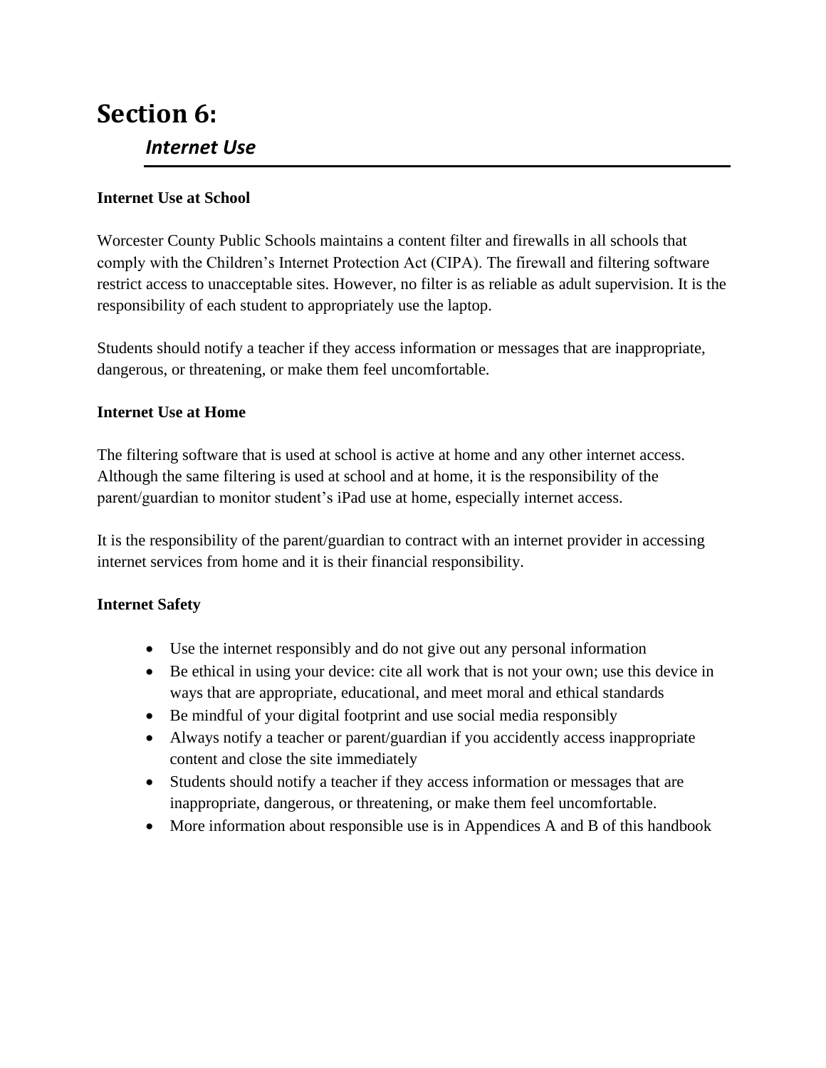# Section 6:

## *Internet Use*

**Internet Use at School**

Worcester County Public Schools maintains a content filter and firewalls in all schools that comply with the Children's Internet Protection Act (CIPA). The firewall and filtering software restrict access to unacceptable sites. However, no filter is as reliable as adult supervision. It is the responsibility of each student to appropriately use the laptop.

Students should notify a teacher if they access information or messages that are inappropriate, dangerous, or threatening, or make them feel uncomfortable.

**Internet Use at Home**

The filtering software that is used at school is active at home and any other internet access. Although the same filtering is used at school and at home, it is the responsibility of the parent/guardian to monitor student's iPad use at home, especially internet access.

It is the responsibility of the parent/guardian to contract with an internet provider in accessing internet services from home and it is their financial responsibility.

**Internet Safety**

- Use the internet responsibly and do not give out any personal information
- Be ethical in using your device: cite all work that is not your own; use this device in ways that are appropriate, educational, and meet moral and ethical standards
- Be mindful of your digital footprint and use social media responsibly
- Always notify a teacher or parent/guardian if you accidently access inappropriate content and close the site immediately
- Students should notify a teacher if they access information or messages that are inappropriate, dangerous, or threatening, or make them feel uncomfortable.
- More information about responsible use is in Appendices A and B of this handbook